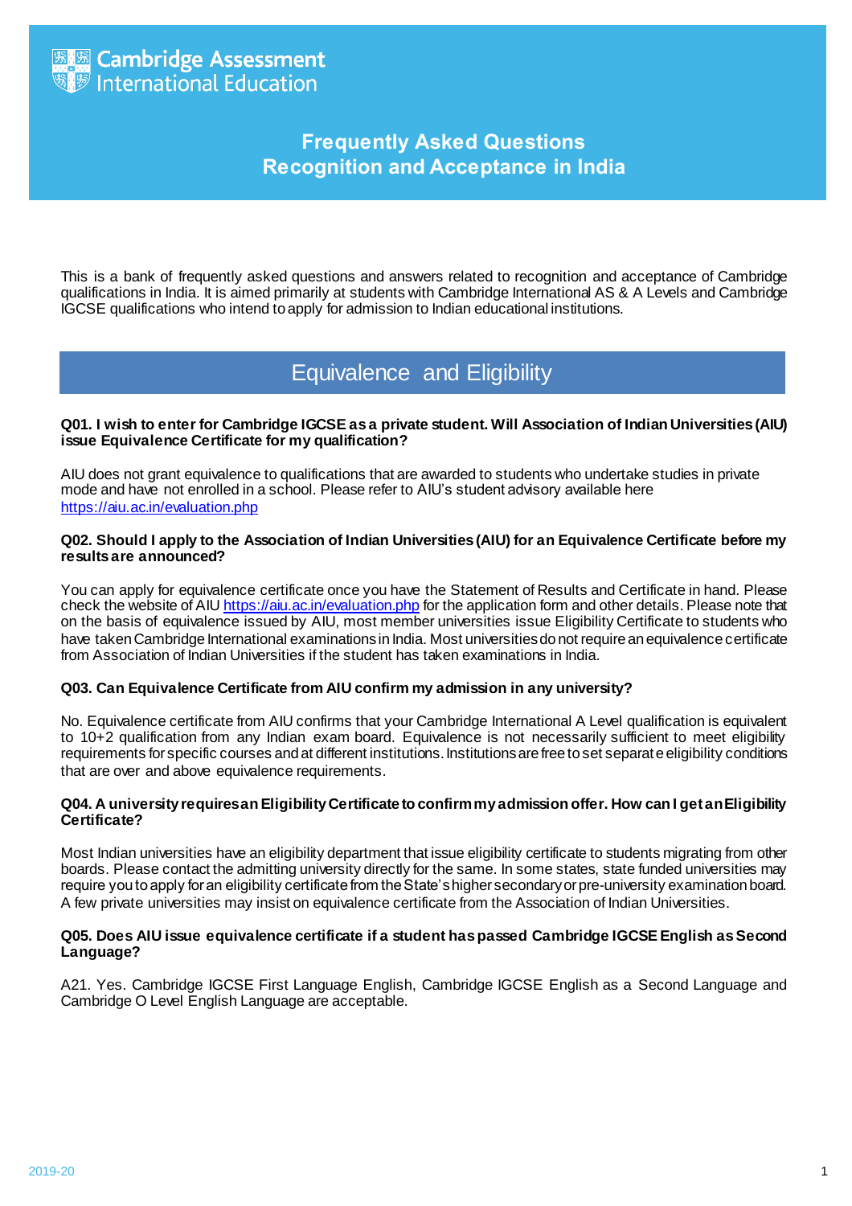Cambridge Assessment International Education

# Frequently Asked Questions
# Recognition and Acceptance in India

This is a bank of frequently asked questions and answers related to recognition and acceptance of Cambridge qualifications in India. It is aimed primarily at students with Cambridge International AS & A Levels and Cambridge IGCSE qualifications who intend to apply for admission to Indian educational institutions.

## Equivalence and Eligibility

**Q01. I wish to enter for Cambridge IGCSE as a private student. Will Association of Indian Universities (AIU) issue Equivalence Certificate for my qualification?**

AIU does not grant equivalence to qualifications that are awarded to students who undertake studies in private mode and have not enrolled in a school. Please refer to AIU's student advisory available here https://aiu.ac.in/evaluation.php

**Q02. Should I apply to the Association of Indian Universities (AIU) for an Equivalence Certificate before my results are announced?**

You can apply for equivalence certificate once you have the Statement of Results and Certificate in hand. Please check the website of AIU https://aiu.ac.in/evaluation.php for the application form and other details. Please note that on the basis of equivalence issued by AIU, most member universities issue Eligibility Certificate to students who have taken Cambridge International examinations in India. Most universities do not require an equivalence certificate from Association of Indian Universities if the student has taken examinations in India.

**Q03. Can Equivalence Certificate from AIU confirm my admission in any university?**

No. Equivalence certificate from AIU confirms that your Cambridge International A Level qualification is equivalent to 10+2 qualification from any Indian exam board. Equivalence is not necessarily sufficient to meet eligibility requirements for specific courses and at different institutions. Institutions are free to set separate eligibility conditions that are over and above equivalence requirements.

**Q04. A university requires an Eligibility Certificate to confirm my admission offer. How can I get an Eligibility Certificate?**

Most Indian universities have an eligibility department that issue eligibility certificate to students migrating from other boards. Please contact the admitting university directly for the same. In some states, state funded universities may require you to apply for an eligibility certificate from the State's higher secondary or pre-university examination board. A few private universities may insist on equivalence certificate from the Association of Indian Universities.

**Q05. Does AIU issue equivalence certificate if a student has passed Cambridge IGCSE English as Second Language?**

A21. Yes. Cambridge IGCSE First Language English, Cambridge IGCSE English as a Second Language and Cambridge O Level English Language are acceptable.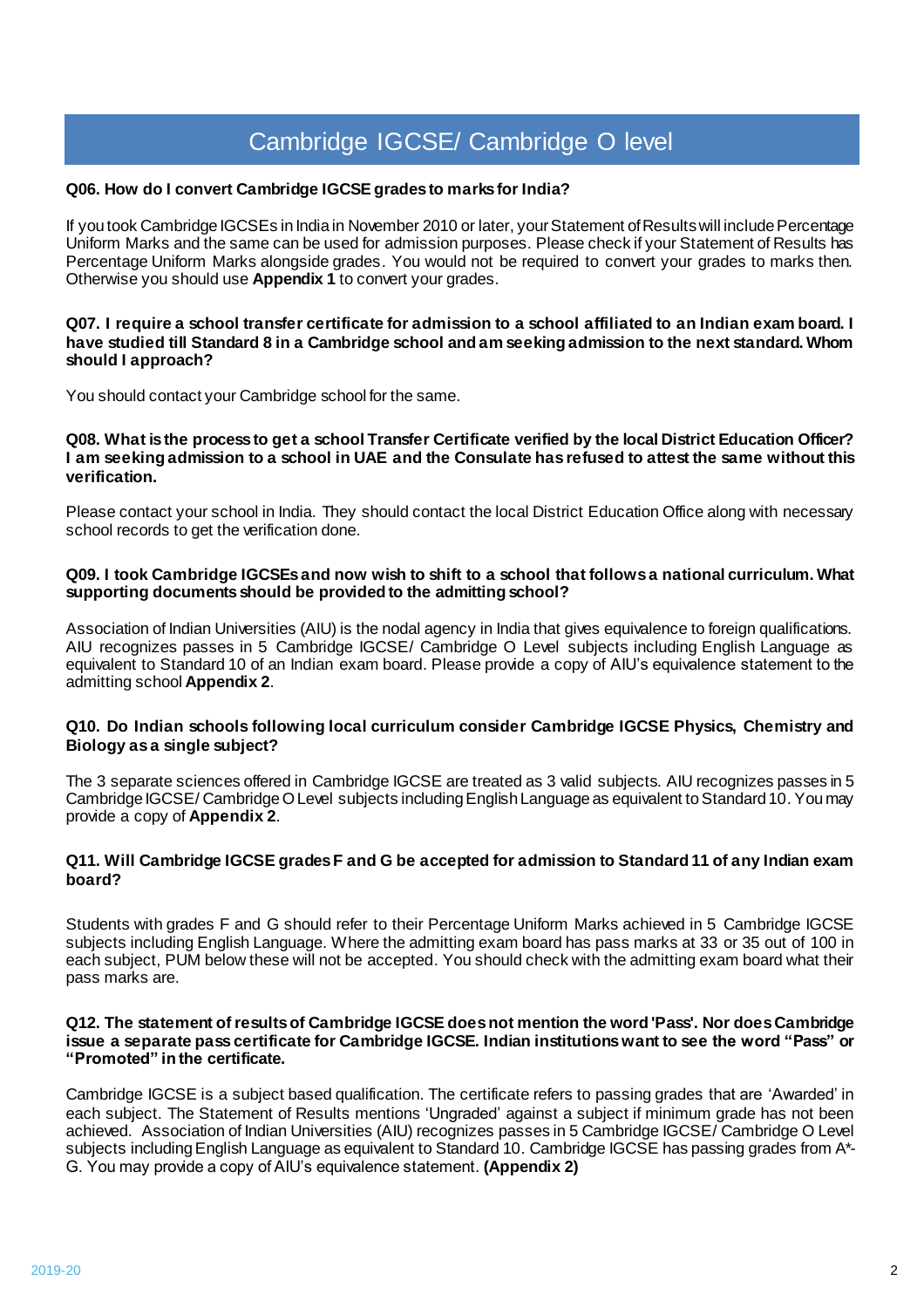## Cambridge IGCSE/ Cambridge O level

**Q06. How do I convert Cambridge IGCSE grades to marks for India?**

If you took Cambridge IGCSEs in India in November 2010 or later, your Statement of Results will include Percentage Uniform Marks and the same can be used for admission purposes. Please check if your Statement of Results has Percentage Uniform Marks alongside grades. You would not be required to convert your grades to marks then. Otherwise you should use **Appendix 1** to convert your grades.

**Q07. I require a school transfer certificate for admission to a school affiliated to an Indian exam board. I have studied till Standard 8 in a Cambridge school and am seeking admission to the next standard. Whom should I approach?**

You should contact your Cambridge school for the same.

**Q08. What is the process to get a school Transfer Certificate verified by the local District Education Officer? I am seeking admission to a school in UAE and the Consulate has refused to attest the same without this verification.**

Please contact your school in India. They should contact the local District Education Office along with necessary school records to get the verification done.

**Q09. I took Cambridge IGCSEs and now wish to shift to a school that follows a national curriculum. What supporting documents should be provided to the admitting school?**

Association of Indian Universities (AIU) is the nodal agency in India that gives equivalence to foreign qualifications. AIU recognizes passes in 5 Cambridge IGCSE/ Cambridge O Level subjects including English Language as equivalent to Standard 10 of an Indian exam board. Please provide a copy of AIU's equivalence statement to the admitting school **Appendix 2**.

**Q10. Do Indian schools following local curriculum consider Cambridge IGCSE Physics, Chemistry and Biology as a single subject?**

The 3 separate sciences offered in Cambridge IGCSE are treated as 3 valid subjects. AIU recognizes passes in 5 Cambridge IGCSE/ Cambridge O Level subjects including English Language as equivalent to Standard 10. You may provide a copy of **Appendix 2**.

**Q11. Will Cambridge IGCSE grades F and G be accepted for admission to Standard 11 of any Indian exam board?**

Students with grades F and G should refer to their Percentage Uniform Marks achieved in 5 Cambridge IGCSE subjects including English Language. Where the admitting exam board has pass marks at 33 or 35 out of 100 in each subject, PUM below these will not be accepted. You should check with the admitting exam board what their pass marks are.

**Q12. The statement of results of Cambridge IGCSE does not mention the word 'Pass'. Nor does Cambridge issue a separate pass certificate for Cambridge IGCSE. Indian institutions want to see the word "Pass" or "Promoted" in the certificate.**

Cambridge IGCSE is a subject based qualification. The certificate refers to passing grades that are 'Awarded' in each subject. The Statement of Results mentions 'Ungraded' against a subject if minimum grade has not been achieved. Association of Indian Universities (AIU) recognizes passes in 5 Cambridge IGCSE/ Cambridge O Level subjects including English Language as equivalent to Standard 10. Cambridge IGCSE has passing grades from A*-G. You may provide a copy of AIU's equivalence statement. **(Appendix 2)**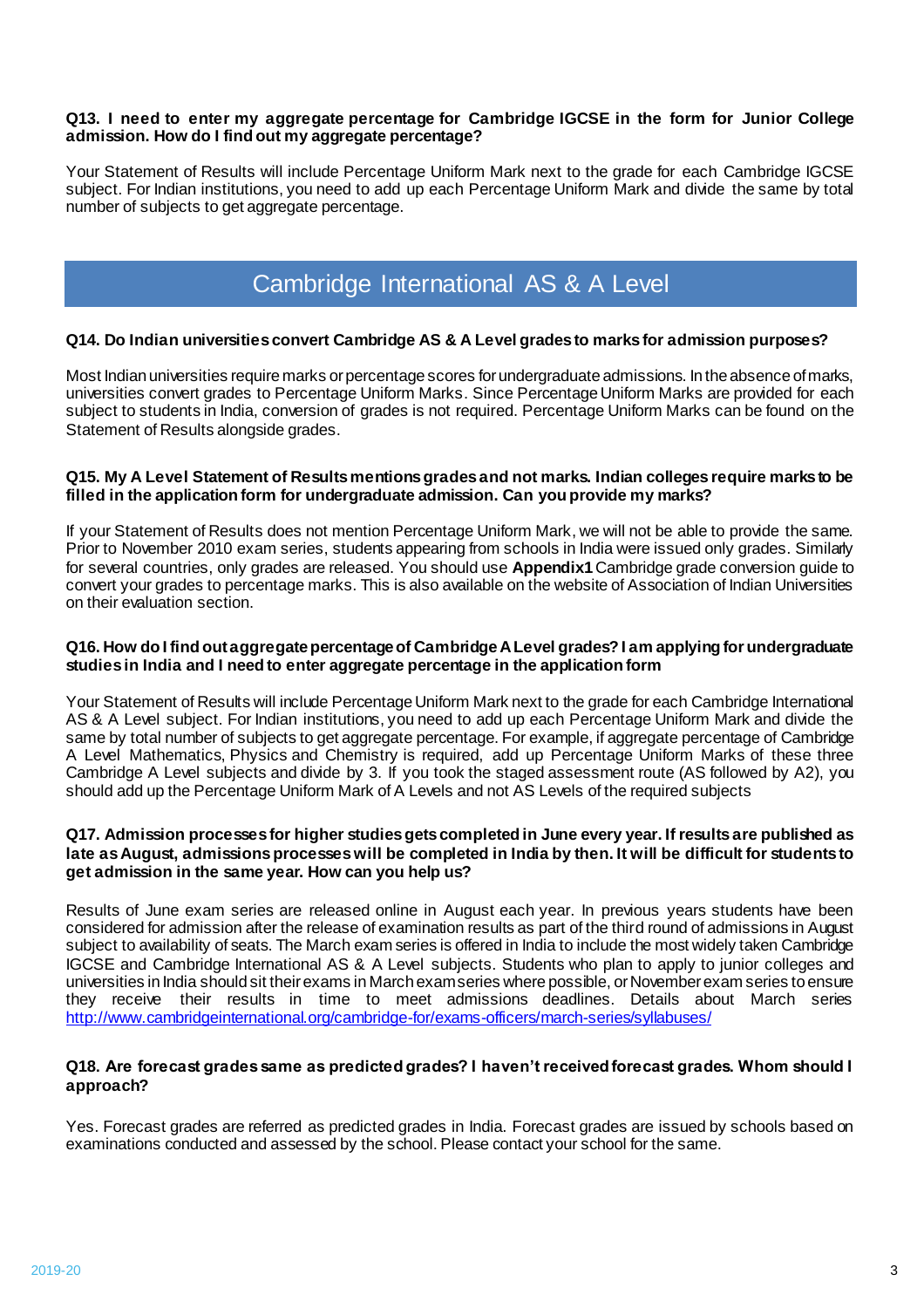**Q13. I need to enter my aggregate percentage for Cambridge IGCSE in the form for Junior College admission. How do I find out my aggregate percentage?**

Your Statement of Results will include Percentage Uniform Mark next to the grade for each Cambridge IGCSE subject. For Indian institutions, you need to add up each Percentage Uniform Mark and divide the same by total number of subjects to get aggregate percentage.

## Cambridge International AS & A Level

**Q14. Do Indian universities convert Cambridge AS & A Level grades to marks for admission purposes?**

Most Indian universities require marks or percentage scores for undergraduate admissions. In the absence of marks, universities convert grades to Percentage Uniform Marks. Since Percentage Uniform Marks are provided for each subject to students in India, conversion of grades is not required. Percentage Uniform Marks can be found on the Statement of Results alongside grades.

**Q15. My A Level Statement of Results mentions grades and not marks. Indian colleges require marks to be filled in the application form for undergraduate admission. Can you provide my marks?**

If your Statement of Results does not mention Percentage Uniform Mark, we will not be able to provide the same. Prior to November 2010 exam series, students appearing from schools in India were issued only grades. Similarly for several countries, only grades are released. You should use **Appendix1** Cambridge grade conversion guide to convert your grades to percentage marks. This is also available on the website of Association of Indian Universities on their evaluation section.

**Q16. How do I find out aggregate percentage of Cambridge A Level grades? I am applying for undergraduate studies in India and I need to enter aggregate percentage in the application form**

Your Statement of Results will include Percentage Uniform Mark next to the grade for each Cambridge International AS & A Level subject. For Indian institutions, you need to add up each Percentage Uniform Mark and divide the same by total number of subjects to get aggregate percentage. For example, if aggregate percentage of Cambridge A Level Mathematics, Physics and Chemistry is required, add up Percentage Uniform Marks of these three Cambridge A Level subjects and divide by 3. If you took the staged assessment route (AS followed by A2), you should add up the Percentage Uniform Mark of A Levels and not AS Levels of the required subjects

**Q17. Admission processes for higher studies gets completed in June every year. If results are published as late as August, admissions processes will be completed in India by then. It will be difficult for students to get admission in the same year. How can you help us?**

Results of June exam series are released online in August each year. In previous years students have been considered for admission after the release of examination results as part of the third round of admissions in August subject to availability of seats. The March exam series is offered in India to include the most widely taken Cambridge IGCSE and Cambridge International AS & A Level subjects. Students who plan to apply to junior colleges and universities in India should sit their exams in March exam series where possible, or November exam series to ensure they receive their results in time to meet admissions deadlines. Details about March series http://www.cambridgeinternational.org/cambridge-for/exams-officers/march-series/syllabuses/

**Q18. Are forecast grades same as predicted grades? I haven't received forecast grades. Whom should I approach?**

Yes. Forecast grades are referred as predicted grades in India. Forecast grades are issued by schools based on examinations conducted and assessed by the school. Please contact your school for the same.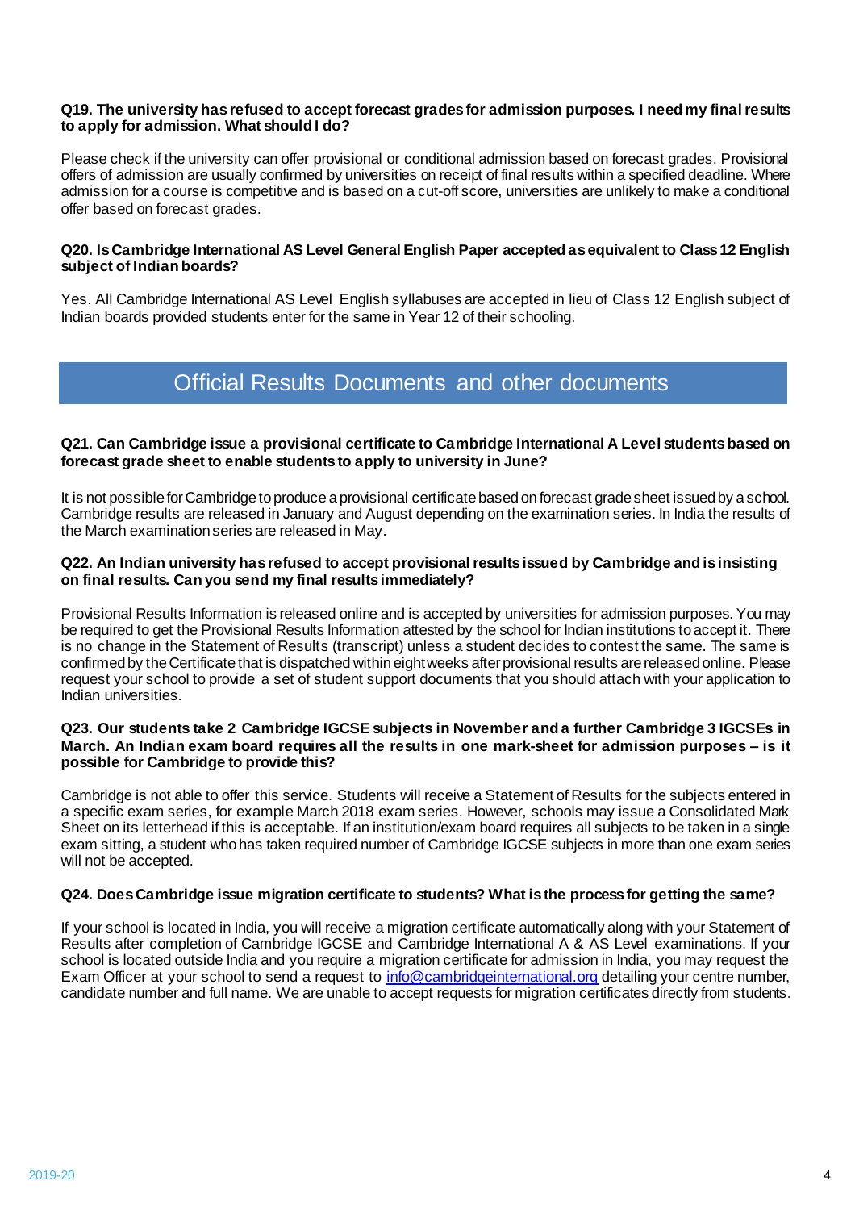**Q19. The university has refused to accept forecast grades for admission purposes. I need my final results to apply for admission. What should I do?**

Please check if the university can offer provisional or conditional admission based on forecast grades. Provisional offers of admission are usually confirmed by universities on receipt of final results within a specified deadline. Where admission for a course is competitive and is based on a cut-off score, universities are unlikely to make a conditional offer based on forecast grades.

**Q20. Is Cambridge International AS Level General English Paper accepted as equivalent to Class 12 English subject of Indian boards?**

Yes. All Cambridge International AS Level English syllabuses are accepted in lieu of Class 12 English subject of Indian boards provided students enter for the same in Year 12 of their schooling.

## Official Results Documents and other documents

**Q21. Can Cambridge issue a provisional certificate to Cambridge International A Level students based on forecast grade sheet to enable students to apply to university in June?**

It is not possible for Cambridge to produce a provisional certificate based on forecast grade sheet issued by a school. Cambridge results are released in January and August depending on the examination series. In India the results of the March examination series are released in May.

**Q22. An Indian university has refused to accept provisional results issued by Cambridge and is insisting on final results. Can you send my final results immediately?**

Provisional Results Information is released online and is accepted by universities for admission purposes. You may be required to get the Provisional Results Information attested by the school for Indian institutions to accept it. There is no change in the Statement of Results (transcript) unless a student decides to contest the same. The same is confirmed by the Certificate that is dispatched within eight weeks after provisional results are released online. Please request your school to provide a set of student support documents that you should attach with your application to Indian universities.

**Q23. Our students take 2 Cambridge IGCSE subjects in November and a further Cambridge 3 IGCSEs in March. An Indian exam board requires all the results in one mark-sheet for admission purposes – is it possible for Cambridge to provide this?**

Cambridge is not able to offer this service. Students will receive a Statement of Results for the subjects entered in a specific exam series, for example March 2018 exam series. However, schools may issue a Consolidated Mark Sheet on its letterhead if this is acceptable. If an institution/exam board requires all subjects to be taken in a single exam sitting, a student who has taken required number of Cambridge IGCSE subjects in more than one exam series will not be accepted.

**Q24. Does Cambridge issue migration certificate to students? What is the process for getting the same?**

If your school is located in India, you will receive a migration certificate automatically along with your Statement of Results after completion of Cambridge IGCSE and Cambridge International A & AS Level examinations. If your school is located outside India and you require a migration certificate for admission in India, you may request the Exam Officer at your school to send a request to info@cambridgeinternational.org detailing your centre number, candidate number and full name. We are unable to accept requests for migration certificates directly from students.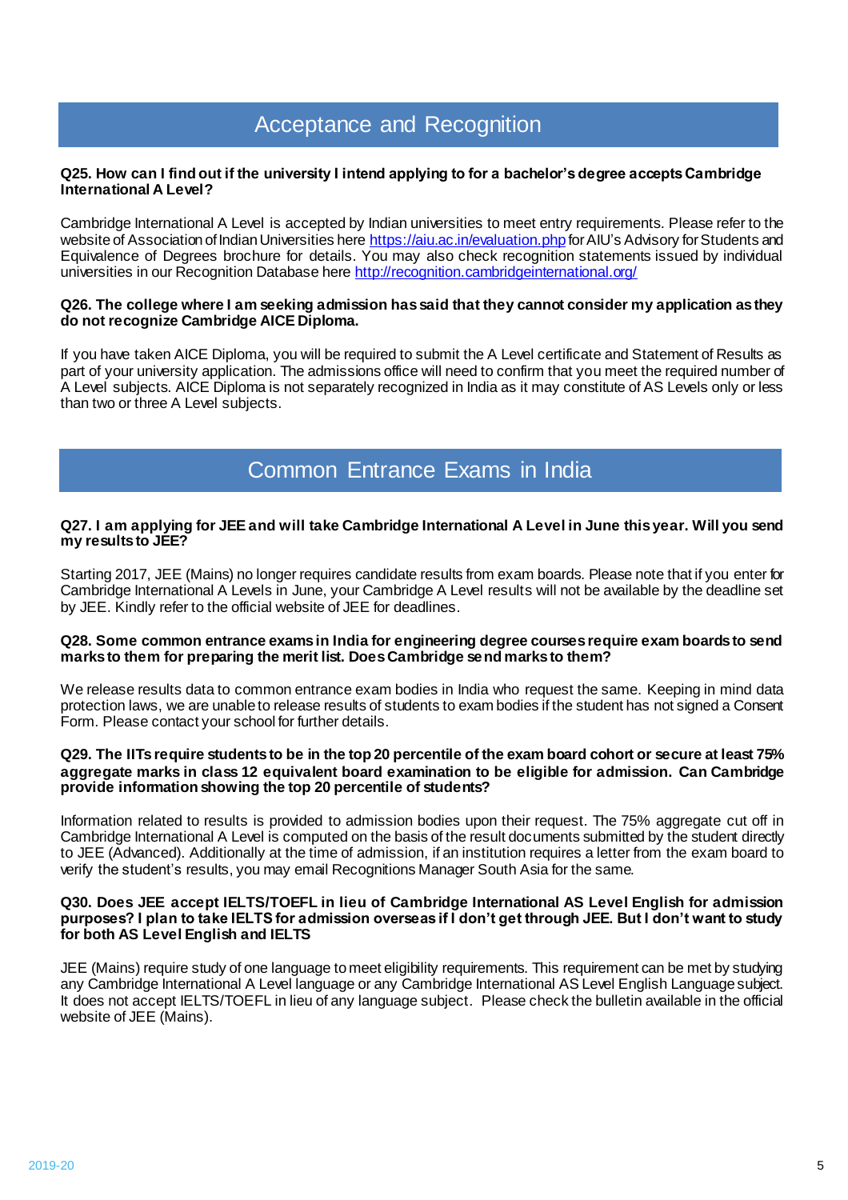## Acceptance and Recognition

**Q25. How can I find out if the university I intend applying to for a bachelor's degree accepts Cambridge International A Level?**

Cambridge International A Level is accepted by Indian universities to meet entry requirements. Please refer to the website of Association of Indian Universities here https://aiu.ac.in/evaluation.php for AIU's Advisory for Students and Equivalence of Degrees brochure for details. You may also check recognition statements issued by individual universities in our Recognition Database here http://recognition.cambridgeinternational.org/

**Q26. The college where I am seeking admission has said that they cannot consider my application as they do not recognize Cambridge AICE Diploma.**

If you have taken AICE Diploma, you will be required to submit the A Level certificate and Statement of Results as part of your university application. The admissions office will need to confirm that you meet the required number of A Level subjects. AICE Diploma is not separately recognized in India as it may constitute of AS Levels only or less than two or three A Level subjects.

## Common Entrance Exams in India

**Q27. I am applying for JEE and will take Cambridge International A Level in June this year. Will you send my results to JEE?**

Starting 2017, JEE (Mains) no longer requires candidate results from exam boards. Please note that if you enter for Cambridge International A Levels in June, your Cambridge A Level results will not be available by the deadline set by JEE. Kindly refer to the official website of JEE for deadlines.

**Q28. Some common entrance exams in India for engineering degree courses require exam boards to send marks to them for preparing the merit list. Does Cambridge send marks to them?**

We release results data to common entrance exam bodies in India who request the same. Keeping in mind data protection laws, we are unable to release results of students to exam bodies if the student has not signed a Consent Form. Please contact your school for further details.

**Q29. The IITs require students to be in the top 20 percentile of the exam board cohort or secure at least 75% aggregate marks in class 12 equivalent board examination to be eligible for admission. Can Cambridge provide information showing the top 20 percentile of students?**

Information related to results is provided to admission bodies upon their request. The 75% aggregate cut off in Cambridge International A Level is computed on the basis of the result documents submitted by the student directly to JEE (Advanced). Additionally at the time of admission, if an institution requires a letter from the exam board to verify the student's results, you may email Recognitions Manager South Asia for the same.

**Q30. Does JEE accept IELTS/TOEFL in lieu of Cambridge International AS Level English for admission purposes? I plan to take IELTS for admission overseas if I don't get through JEE. But I don't want to study for both AS Level English and IELTS**

JEE (Mains) require study of one language to meet eligibility requirements. This requirement can be met by studying any Cambridge International A Level language or any Cambridge International AS Level English Language subject. It does not accept IELTS/TOEFL in lieu of any language subject. Please check the bulletin available in the official website of JEE (Mains).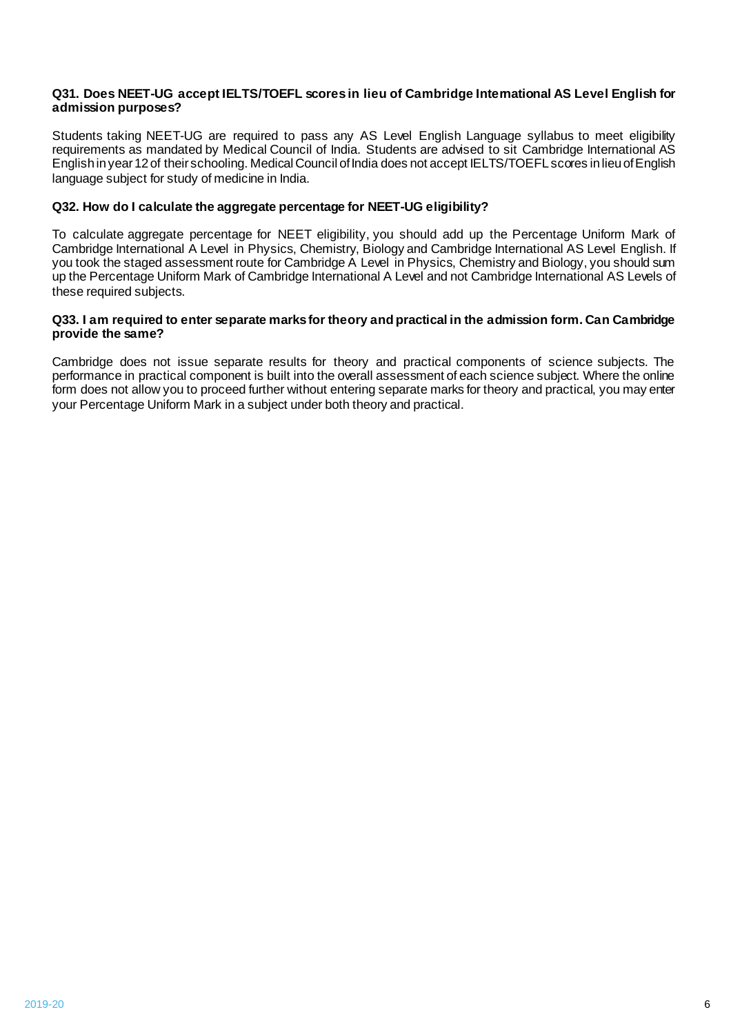**Q31. Does NEET-UG accept IELTS/TOEFL scores in lieu of Cambridge International AS Level English for admission purposes?**

Students taking NEET-UG are required to pass any AS Level English Language syllabus to meet eligibility requirements as mandated by Medical Council of India. Students are advised to sit Cambridge International AS English in year 12 of their schooling. Medical Council of India does not accept IELTS/TOEFL scores in lieu of English language subject for study of medicine in India.

**Q32. How do I calculate the aggregate percentage for NEET-UG eligibility?**

To calculate aggregate percentage for NEET eligibility, you should add up the Percentage Uniform Mark of Cambridge International A Level in Physics, Chemistry, Biology and Cambridge International AS Level English. If you took the staged assessment route for Cambridge A Level in Physics, Chemistry and Biology, you should sum up the Percentage Uniform Mark of Cambridge International A Level and not Cambridge International AS Levels of these required subjects.

**Q33. I am required to enter separate marks for theory and practical in the admission form. Can Cambridge provide the same?**

Cambridge does not issue separate results for theory and practical components of science subjects. The performance in practical component is built into the overall assessment of each science subject. Where the online form does not allow you to proceed further without entering separate marks for theory and practical, you may enter your Percentage Uniform Mark in a subject under both theory and practical.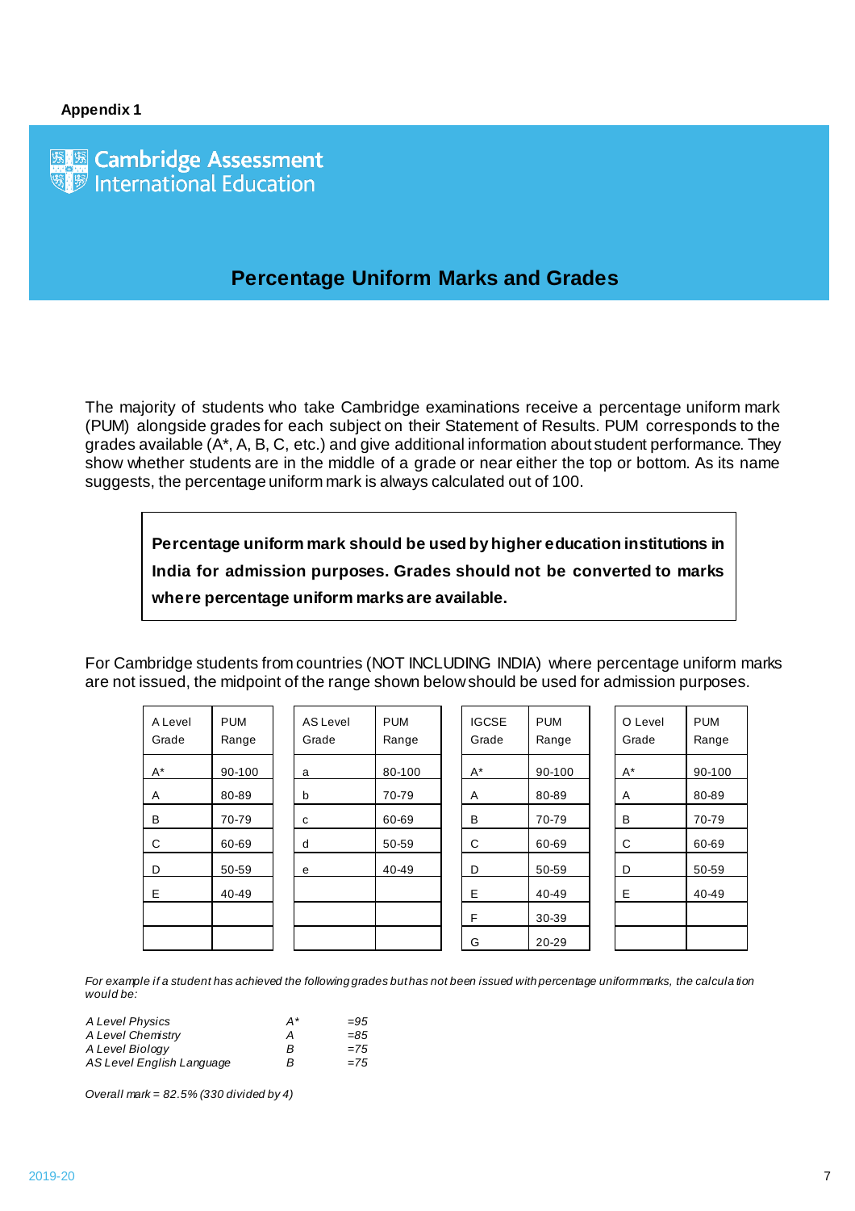**Appendix 1**

Cambridge Assessment International Education

# Percentage Uniform Marks and Grades

The majority of students who take Cambridge examinations receive a percentage uniform mark (PUM) alongside grades for each subject on their Statement of Results. PUM corresponds to the grades available (A*, A, B, C, etc.) and give additional information about student performance. They show whether students are in the middle of a grade or near either the top or bottom. As its name suggests, the percentage uniform mark is always calculated out of 100.

> **Percentage uniform mark should be used by higher education institutions in India for admission purposes. Grades should not be converted to marks where percentage uniform marks are available.**

For Cambridge students from countries (NOT INCLUDING INDIA) where percentage uniform marks are not issued, the midpoint of the range shown below should be used for admission purposes.

| A Level Grade | PUM Range |
|---|---|
| A* | 90-100 |
| A | 80-89 |
| B | 70-79 |
| C | 60-69 |
| D | 50-59 |
| E | 40-49 |

| AS Level Grade | PUM Range |
|---|---|
| a | 80-100 |
| b | 70-79 |
| c | 60-69 |
| d | 50-59 |
| e | 40-49 |

| IGCSE Grade | PUM Range |
|---|---|
| A* | 90-100 |
| A | 80-89 |
| B | 70-79 |
| C | 60-69 |
| D | 50-59 |
| E | 40-49 |
| F | 30-39 |
| G | 20-29 |

| O Level Grade | PUM Range |
|---|---|
| A* | 90-100 |
| A | 80-89 |
| B | 70-79 |
| C | 60-69 |
| D | 50-59 |
| E | 40-49 |

*For example if a student has achieved the following grades but has not been issued with percentage uniform marks, the calculation would be:*

| | | |
|---|---|---|
| *A Level Physics* | *A** | *=95* |
| *A Level Chemistry* | *A* | *=85* |
| *A Level Biology* | *B* | *=75* |
| *AS Level English Language* | *B* | *=75* |

*Overall mark = 82.5% (330 divided by 4)*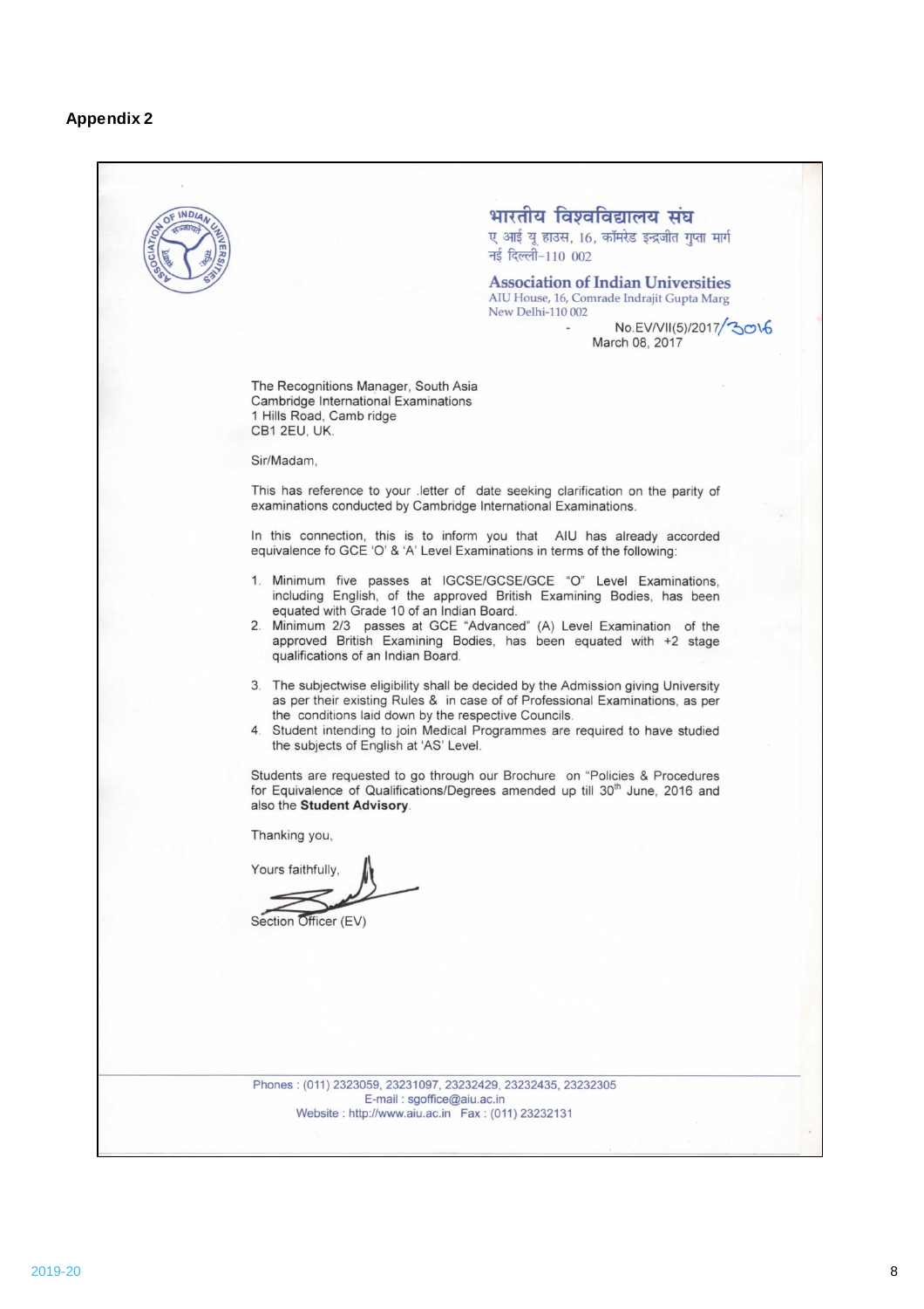## Appendix 2

भारतीय विश्वविद्यालय संघ
ए आई यू हाउस, 16, कॉमरेड इन्द्रजीत गुप्ता मार्ग
नई दिल्ली–110 002

**Association of Indian Universities**
AIU House, 16, Comrade Indrajit Gupta Marg
New Delhi-110 002

No.EV/VII(5)/2017/3016
March 08, 2017

The Recognitions Manager, South Asia
Cambridge International Examinations
1 Hills Road, Camb ridge
CB1 2EU, UK.

Sir/Madam,

This has reference to your .letter of date seeking clarification on the parity of examinations conducted by Cambridge International Examinations.

In this connection, this is to inform you that AIU has already accorded equivalence fo GCE 'O' & 'A' Level Examinations in terms of the following:

1. Minimum five passes at IGCSE/GCSE/GCE "O" Level Examinations, including English, of the approved British Examining Bodies, has been equated with Grade 10 of an Indian Board.
2. Minimum 2/3 passes at GCE "Advanced" (A) Level Examination of the approved British Examining Bodies, has been equated with +2 stage qualifications of an Indian Board.
3. The subjectwise eligibility shall be decided by the Admission giving University as per their existing Rules & in case of of Professional Examinations, as per the conditions laid down by the respective Councils.
4. Student intending to join Medical Programmes are required to have studied the subjects of English at 'AS' Level.

Students are requested to go through our Brochure on "Policies & Procedures for Equivalence of Qualifications/Degrees amended up till 30th June, 2016 and also the **Student Advisory**.

Thanking you,

Yours faithfully,

Section Officer (EV)

Phones : (011) 2323059, 23231097, 23232429, 23232435, 23232305
E-mail : sgoffice@aiu.ac.in
Website : http://www.aiu.ac.in Fax : (011) 23232131